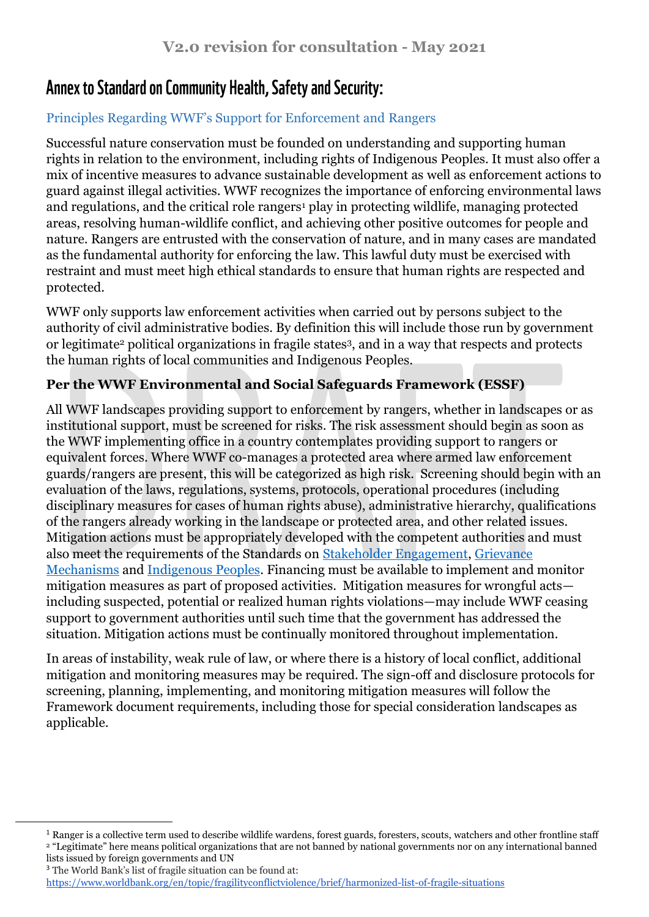**V2.0 revision for consultation - May 2021**

# Annex to Standard on Community Health, Safety and Security:

## Principles Regarding WWF's Support for Enforcement and Rangers

Successful nature conservation must be founded on understanding and supporting human rights in relation to the environment, including rights of Indigenous Peoples. It must also offer a mix of incentive measures to advance sustainable development as well as enforcement actions to guard against illegal activities. WWF recognizes the importance of enforcing environmental laws and regulations, and the critical role rangers[1] play in protecting wildlife, managing protected areas, resolving human-wildlife conflict, and achieving other positive outcomes for people and nature. Rangers are entrusted with the conservation of nature, and in many cases are mandated as the fundamental authority for enforcing the law. This lawful duty must be exercised with restraint and must meet high ethical standards to ensure that human rights are respected and protected.

WWF only supports law enforcement activities when carried out by persons subject to the authority of civil administrative bodies. By definition this will include those run by government or legitimate[2] political organizations in fragile states[3], and in a way that respects and protects the human rights of local communities and Indigenous Peoples.

### Per the WWF Environmental and Social Safeguards Framework (ESSF)

All WWF landscapes providing support to enforcement by rangers, whether in landscapes or as institutional support, must be screened for risks. The risk assessment should begin as soon as the WWF implementing office in a country contemplates providing support to rangers or equivalent forces. Where WWF co-manages a protected area where armed law enforcement guards/rangers are present, this will be categorized as high risk. Screening should begin with an evaluation of the laws, regulations, systems, protocols, operational procedures (including disciplinary measures for cases of human rights abuse), administrative hierarchy, qualifications of the rangers already working in the landscape or protected area, and other related issues. Mitigation actions must be appropriately developed with the competent authorities and must also meet the requirements of the Standards on [Stakeholder Engagement](), [Grievance Mechanisms]() and [Indigenous Peoples](). Financing must be available to implement and monitor mitigation measures as part of proposed activities. Mitigation measures for wrongful acts—including suspected, potential or realized human rights violations—may include WWF ceasing support to government authorities until such time that the government has addressed the situation. Mitigation actions must be continually monitored throughout implementation.

In areas of instability, weak rule of law, or where there is a history of local conflict, additional mitigation and monitoring measures may be required. The sign-off and disclosure protocols for screening, planning, implementing, and monitoring mitigation measures will follow the Framework document requirements, including those for special consideration landscapes as applicable.

---

[1] Ranger is a collective term used to describe wildlife wardens, forest guards, foresters, scouts, watchers and other frontline staff

[2] "Legitimate" here means political organizations that are not banned by national governments nor on any international banned lists issued by foreign governments and UN

[3] The World Bank's list of fragile situation can be found at: https://www.worldbank.org/en/topic/fragilityconflictviolence/brief/harmonized-list-of-fragile-situations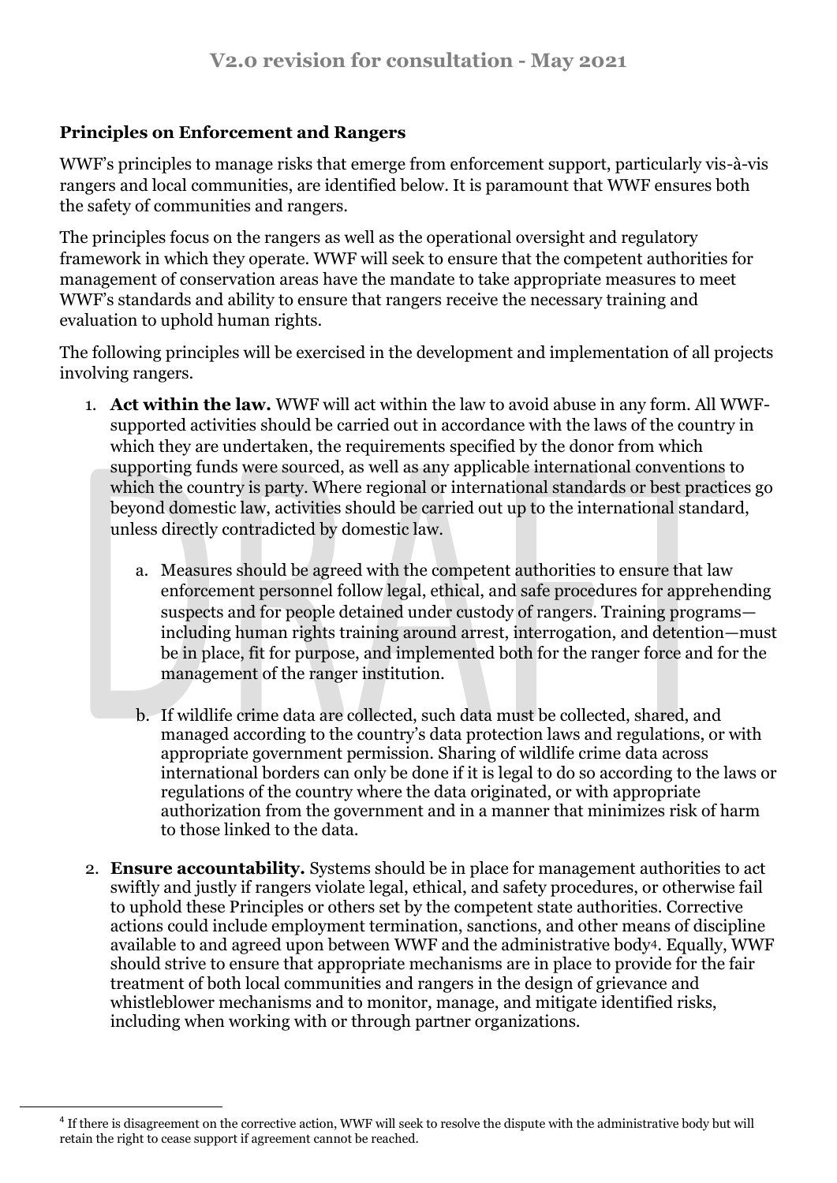**Principles on Enforcement and Rangers**

WWF's principles to manage risks that emerge from enforcement support, particularly vis-à-vis rangers and local communities, are identified below. It is paramount that WWF ensures both the safety of communities and rangers.

The principles focus on the rangers as well as the operational oversight and regulatory framework in which they operate. WWF will seek to ensure that the competent authorities for management of conservation areas have the mandate to take appropriate measures to meet WWF's standards and ability to ensure that rangers receive the necessary training and evaluation to uphold human rights.

The following principles will be exercised in the development and implementation of all projects involving rangers.

1. **Act within the law.** WWF will act within the law to avoid abuse in any form. All WWF-supported activities should be carried out in accordance with the laws of the country in which they are undertaken, the requirements specified by the donor from which supporting funds were sourced, as well as any applicable international conventions to which the country is party. Where regional or international standards or best practices go beyond domestic law, activities should be carried out up to the international standard, unless directly contradicted by domestic law.

    a. Measures should be agreed with the competent authorities to ensure that law enforcement personnel follow legal, ethical, and safe procedures for apprehending suspects and for people detained under custody of rangers. Training programs—including human rights training around arrest, interrogation, and detention—must be in place, fit for purpose, and implemented both for the ranger force and for the management of the ranger institution.

    b. If wildlife crime data are collected, such data must be collected, shared, and managed according to the country's data protection laws and regulations, or with appropriate government permission. Sharing of wildlife crime data across international borders can only be done if it is legal to do so according to the laws or regulations of the country where the data originated, or with appropriate authorization from the government and in a manner that minimizes risk of harm to those linked to the data.

2. **Ensure accountability.** Systems should be in place for management authorities to act swiftly and justly if rangers violate legal, ethical, and safety procedures, or otherwise fail to uphold these Principles or others set by the competent state authorities. Corrective actions could include employment termination, sanctions, and other means of discipline available to and agreed upon between WWF and the administrative body[4]. Equally, WWF should strive to ensure that appropriate mechanisms are in place to provide for the fair treatment of both local communities and rangers in the design of grievance and whistleblower mechanisms and to monitor, manage, and mitigate identified risks, including when working with or through partner organizations.

[4] If there is disagreement on the corrective action, WWF will seek to resolve the dispute with the administrative body but will retain the right to cease support if agreement cannot be reached.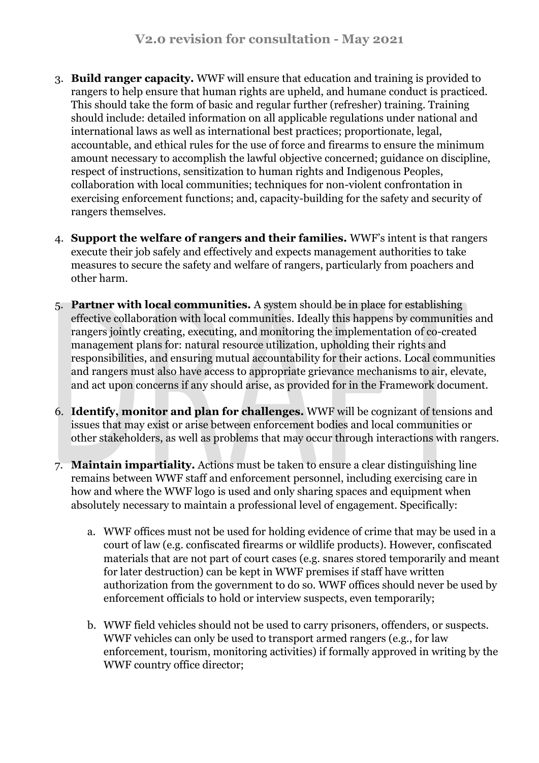3. **Build ranger capacity.** WWF will ensure that education and training is provided to rangers to help ensure that human rights are upheld, and humane conduct is practiced. This should take the form of basic and regular further (refresher) training. Training should include: detailed information on all applicable regulations under national and international laws as well as international best practices; proportionate, legal, accountable, and ethical rules for the use of force and firearms to ensure the minimum amount necessary to accomplish the lawful objective concerned; guidance on discipline, respect of instructions, sensitization to human rights and Indigenous Peoples, collaboration with local communities; techniques for non-violent confrontation in exercising enforcement functions; and, capacity-building for the safety and security of rangers themselves.

4. **Support the welfare of rangers and their families.** WWF's intent is that rangers execute their job safely and effectively and expects management authorities to take measures to secure the safety and welfare of rangers, particularly from poachers and other harm.

5. **Partner with local communities.** A system should be in place for establishing effective collaboration with local communities. Ideally this happens by communities and rangers jointly creating, executing, and monitoring the implementation of co-created management plans for: natural resource utilization, upholding their rights and responsibilities, and ensuring mutual accountability for their actions. Local communities and rangers must also have access to appropriate grievance mechanisms to air, elevate, and act upon concerns if any should arise, as provided for in the Framework document.

6. **Identify, monitor and plan for challenges.** WWF will be cognizant of tensions and issues that may exist or arise between enforcement bodies and local communities or other stakeholders, as well as problems that may occur through interactions with rangers.

7. **Maintain impartiality.** Actions must be taken to ensure a clear distinguishing line remains between WWF staff and enforcement personnel, including exercising care in how and where the WWF logo is used and only sharing spaces and equipment when absolutely necessary to maintain a professional level of engagement. Specifically:

    a. WWF offices must not be used for holding evidence of crime that may be used in a court of law (e.g. confiscated firearms or wildlife products). However, confiscated materials that are not part of court cases (e.g. snares stored temporarily and meant for later destruction) can be kept in WWF premises if staff have written authorization from the government to do so. WWF offices should never be used by enforcement officials to hold or interview suspects, even temporarily;

    b. WWF field vehicles should not be used to carry prisoners, offenders, or suspects. WWF vehicles can only be used to transport armed rangers (e.g., for law enforcement, tourism, monitoring activities) if formally approved in writing by the WWF country office director;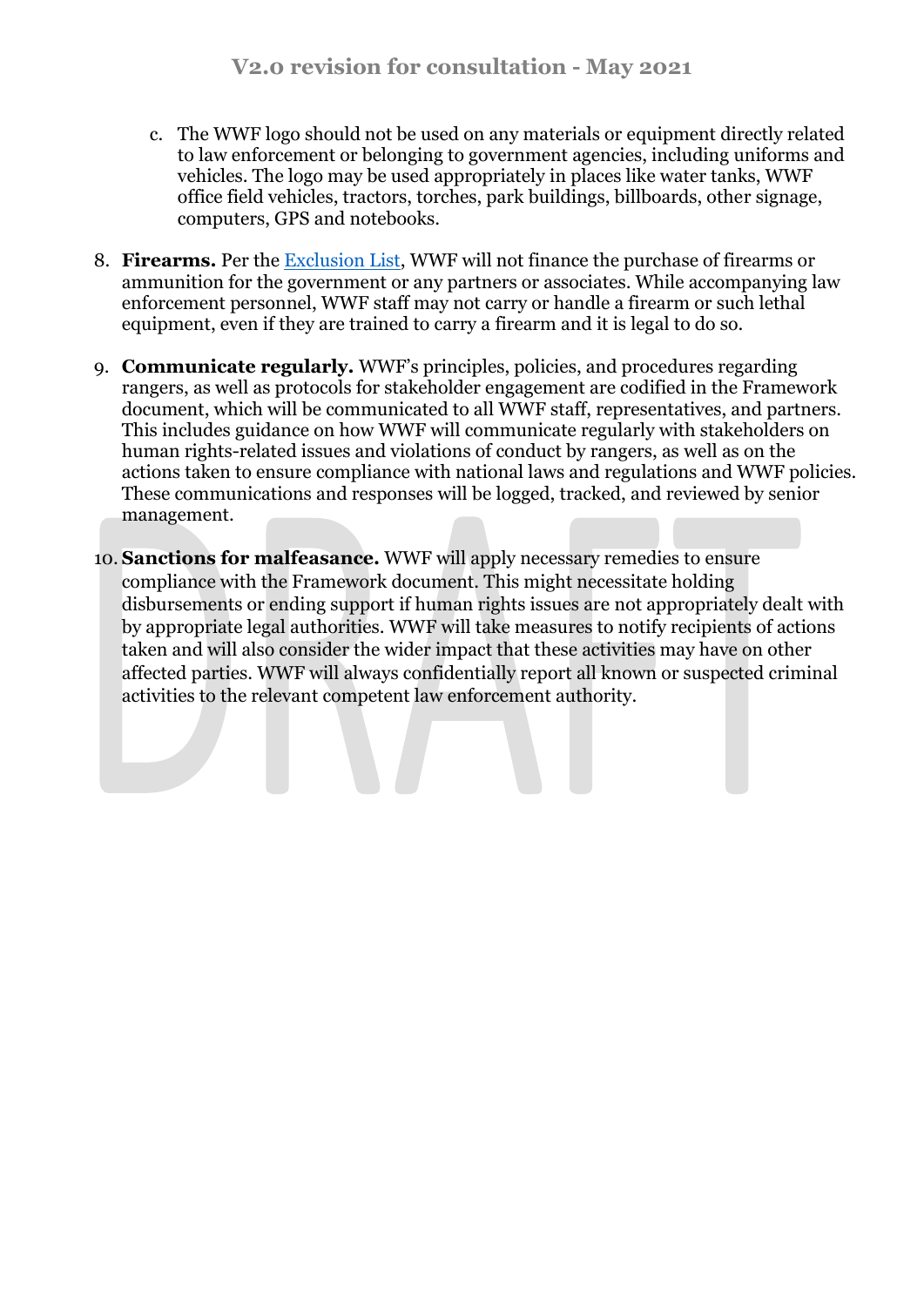c. The WWF logo should not be used on any materials or equipment directly related to law enforcement or belonging to government agencies, including uniforms and vehicles. The logo may be used appropriately in places like water tanks, WWF office field vehicles, tractors, torches, park buildings, billboards, other signage, computers, GPS and notebooks.

8. **Firearms.** Per the Exclusion List, WWF will not finance the purchase of firearms or ammunition for the government or any partners or associates. While accompanying law enforcement personnel, WWF staff may not carry or handle a firearm or such lethal equipment, even if they are trained to carry a firearm and it is legal to do so.

9. **Communicate regularly.** WWF's principles, policies, and procedures regarding rangers, as well as protocols for stakeholder engagement are codified in the Framework document, which will be communicated to all WWF staff, representatives, and partners. This includes guidance on how WWF will communicate regularly with stakeholders on human rights-related issues and violations of conduct by rangers, as well as on the actions taken to ensure compliance with national laws and regulations and WWF policies. These communications and responses will be logged, tracked, and reviewed by senior management.

10. **Sanctions for malfeasance.** WWF will apply necessary remedies to ensure compliance with the Framework document. This might necessitate holding disbursements or ending support if human rights issues are not appropriately dealt with by appropriate legal authorities. WWF will take measures to notify recipients of actions taken and will also consider the wider impact that these activities may have on other affected parties. WWF will always confidentially report all known or suspected criminal activities to the relevant competent law enforcement authority.